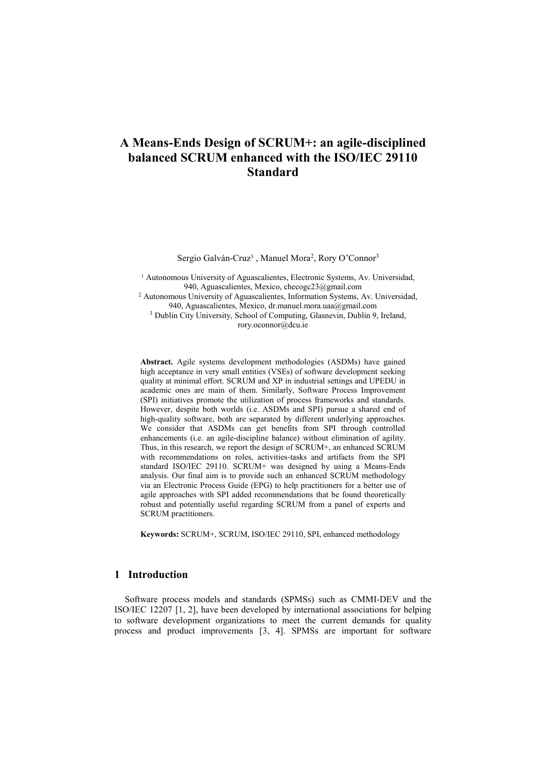# A Means-Ends Design of SCRUM+: an agile-disciplined balanced SCRUM enhanced with the ISO/IEC 29110 Standard

Sergio Galván-Cruz[3] , Manuel Mora[2], Rory O'Connor[3]

[1] Autonomous University of Aguascalientes, Electronic Systems, Av. Universidad, 940, Aguascalientes, Mexico, checogc23@gmail.com
[2] Autonomous University of Aguascalientes, Information Systems, Av. Universidad, 940, Aguascalientes, Mexico, dr.manuel.mora.uaa@gmail.com
[3] Dublin City University, School of Computing, Glasnevin, Dublin 9, Ireland, rory.oconnor@dcu.ie

**Abstract.** Agile systems development methodologies (ASDMs) have gained high acceptance in very small entities (VSEs) of software development seeking quality at minimal effort. SCRUM and XP in industrial settings and UPEDU in academic ones are main of them. Similarly, Software Process Improvement (SPI) initiatives promote the utilization of process frameworks and standards. However, despite both worlds (i.e. ASDMs and SPI) pursue a shared end of high-quality software, both are separated by different underlying approaches. We consider that ASDMs can get benefits from SPI through controlled enhancements (i.e. an agile-discipline balance) without elimination of agility. Thus, in this research, we report the design of SCRUM+, an enhanced SCRUM with recommendations on roles, activities-tasks and artifacts from the SPI standard ISO/IEC 29110. SCRUM+ was designed by using a Means-Ends analysis. Our final aim is to provide such an enhanced SCRUM methodology via an Electronic Process Guide (EPG) to help practitioners for a better use of agile approaches with SPI added recommendations that be found theoretically robust and potentially useful regarding SCRUM from a panel of experts and SCRUM practitioners.

**Keywords:** SCRUM+, SCRUM, ISO/IEC 29110, SPI, enhanced methodology

## 1 Introduction

Software process models and standards (SPMSs) such as CMMI-DEV and the ISO/IEC 12207 [1, 2], have been developed by international associations for helping to software development organizations to meet the current demands for quality process and product improvements [3, 4]. SPMSs are important for software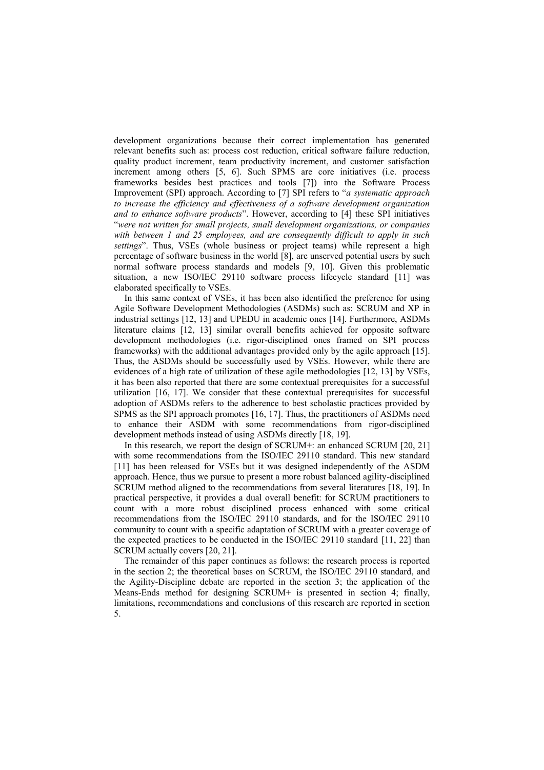development organizations because their correct implementation has generated relevant benefits such as: process cost reduction, critical software failure reduction, quality product increment, team productivity increment, and customer satisfaction increment among others [5, 6]. Such SPMS are core initiatives (i.e. process frameworks besides best practices and tools [7]) into the Software Process Improvement (SPI) approach. According to [7] SPI refers to "*a systematic approach to increase the efficiency and effectiveness of a software development organization and to enhance software products*". However, according to [4] these SPI initiatives "*were not written for small projects, small development organizations, or companies with between 1 and 25 employees, and are consequently difficult to apply in such settings*". Thus, VSEs (whole business or project teams) while represent a high percentage of software business in the world [8], are unserved potential users by such normal software process standards and models [9, 10]. Given this problematic situation, a new ISO/IEC 29110 software process lifecycle standard [11] was elaborated specifically to VSEs.

In this same context of VSEs, it has been also identified the preference for using Agile Software Development Methodologies (ASDMs) such as: SCRUM and XP in industrial settings [12, 13] and UPEDU in academic ones [14]. Furthermore, ASDMs literature claims [12, 13] similar overall benefits achieved for opposite software development methodologies (i.e. rigor-disciplined ones framed on SPI process frameworks) with the additional advantages provided only by the agile approach [15]. Thus, the ASDMs should be successfully used by VSEs. However, while there are evidences of a high rate of utilization of these agile methodologies [12, 13] by VSEs, it has been also reported that there are some contextual prerequisites for a successful utilization [16, 17]. We consider that these contextual prerequisites for successful adoption of ASDMs refers to the adherence to best scholastic practices provided by SPMS as the SPI approach promotes [16, 17]. Thus, the practitioners of ASDMs need to enhance their ASDM with some recommendations from rigor-disciplined development methods instead of using ASDMs directly [18, 19].

In this research, we report the design of SCRUM+: an enhanced SCRUM [20, 21] with some recommendations from the ISO/IEC 29110 standard. This new standard [11] has been released for VSEs but it was designed independently of the ASDM approach. Hence, thus we pursue to present a more robust balanced agility-disciplined SCRUM method aligned to the recommendations from several literatures [18, 19]. In practical perspective, it provides a dual overall benefit: for SCRUM practitioners to count with a more robust disciplined process enhanced with some critical recommendations from the ISO/IEC 29110 standards, and for the ISO/IEC 29110 community to count with a specific adaptation of SCRUM with a greater coverage of the expected practices to be conducted in the ISO/IEC 29110 standard [11, 22] than SCRUM actually covers [20, 21].

The remainder of this paper continues as follows: the research process is reported in the section 2; the theoretical bases on SCRUM, the ISO/IEC 29110 standard, and the Agility-Discipline debate are reported in the section 3; the application of the Means-Ends method for designing SCRUM+ is presented in section 4; finally, limitations, recommendations and conclusions of this research are reported in section 5.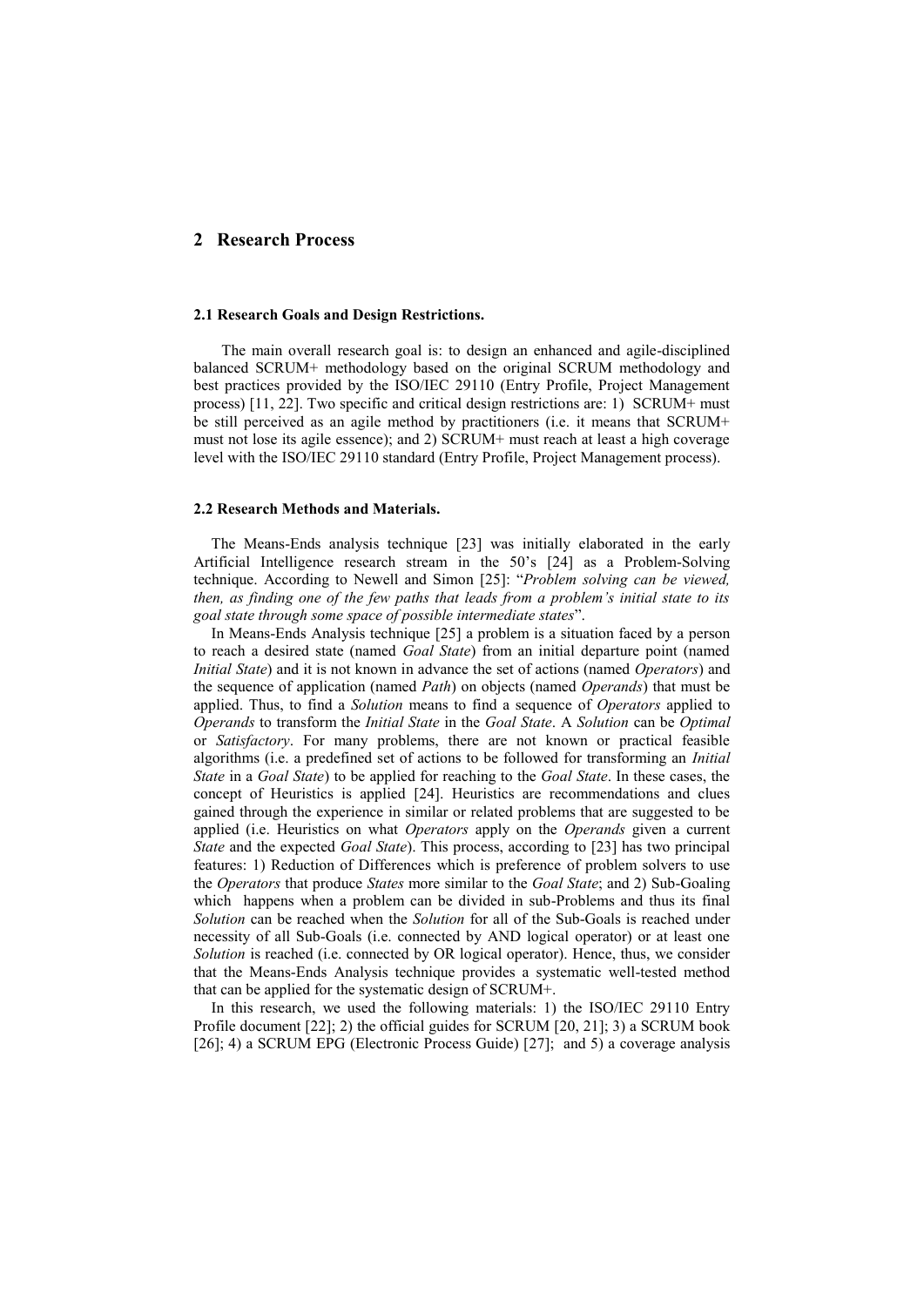## 2 Research Process

### 2.1 Research Goals and Design Restrictions.

The main overall research goal is: to design an enhanced and agile-disciplined balanced SCRUM+ methodology based on the original SCRUM methodology and best practices provided by the ISO/IEC 29110 (Entry Profile, Project Management process) [11, 22]. Two specific and critical design restrictions are: 1) SCRUM+ must be still perceived as an agile method by practitioners (i.e. it means that SCRUM+ must not lose its agile essence); and 2) SCRUM+ must reach at least a high coverage level with the ISO/IEC 29110 standard (Entry Profile, Project Management process).

### 2.2 Research Methods and Materials.

The Means-Ends analysis technique [23] was initially elaborated in the early Artificial Intelligence research stream in the 50's [24] as a Problem-Solving technique. According to Newell and Simon [25]: "*Problem solving can be viewed, then, as finding one of the few paths that leads from a problem's initial state to its goal state through some space of possible intermediate states*".

In Means-Ends Analysis technique [25] a problem is a situation faced by a person to reach a desired state (named *Goal State*) from an initial departure point (named *Initial State*) and it is not known in advance the set of actions (named *Operators*) and the sequence of application (named *Path*) on objects (named *Operands*) that must be applied. Thus, to find a *Solution* means to find a sequence of *Operators* applied to *Operands* to transform the *Initial State* in the *Goal State*. A *Solution* can be *Optimal* or *Satisfactory*. For many problems, there are not known or practical feasible algorithms (i.e. a predefined set of actions to be followed for transforming an *Initial State* in a *Goal State*) to be applied for reaching to the *Goal State*. In these cases, the concept of Heuristics is applied [24]. Heuristics are recommendations and clues gained through the experience in similar or related problems that are suggested to be applied (i.e. Heuristics on what *Operators* apply on the *Operands* given a current *State* and the expected *Goal State*). This process, according to [23] has two principal features: 1) Reduction of Differences which is preference of problem solvers to use the *Operators* that produce *States* more similar to the *Goal State*; and 2) Sub-Goaling which happens when a problem can be divided in sub-Problems and thus its final *Solution* can be reached when the *Solution* for all of the Sub-Goals is reached under necessity of all Sub-Goals (i.e. connected by AND logical operator) or at least one *Solution* is reached (i.e. connected by OR logical operator). Hence, thus, we consider that the Means-Ends Analysis technique provides a systematic well-tested method that can be applied for the systematic design of SCRUM+.

In this research, we used the following materials: 1) the ISO/IEC 29110 Entry Profile document [22]; 2) the official guides for SCRUM [20, 21]; 3) a SCRUM book [26]; 4) a SCRUM EPG (Electronic Process Guide) [27]; and 5) a coverage analysis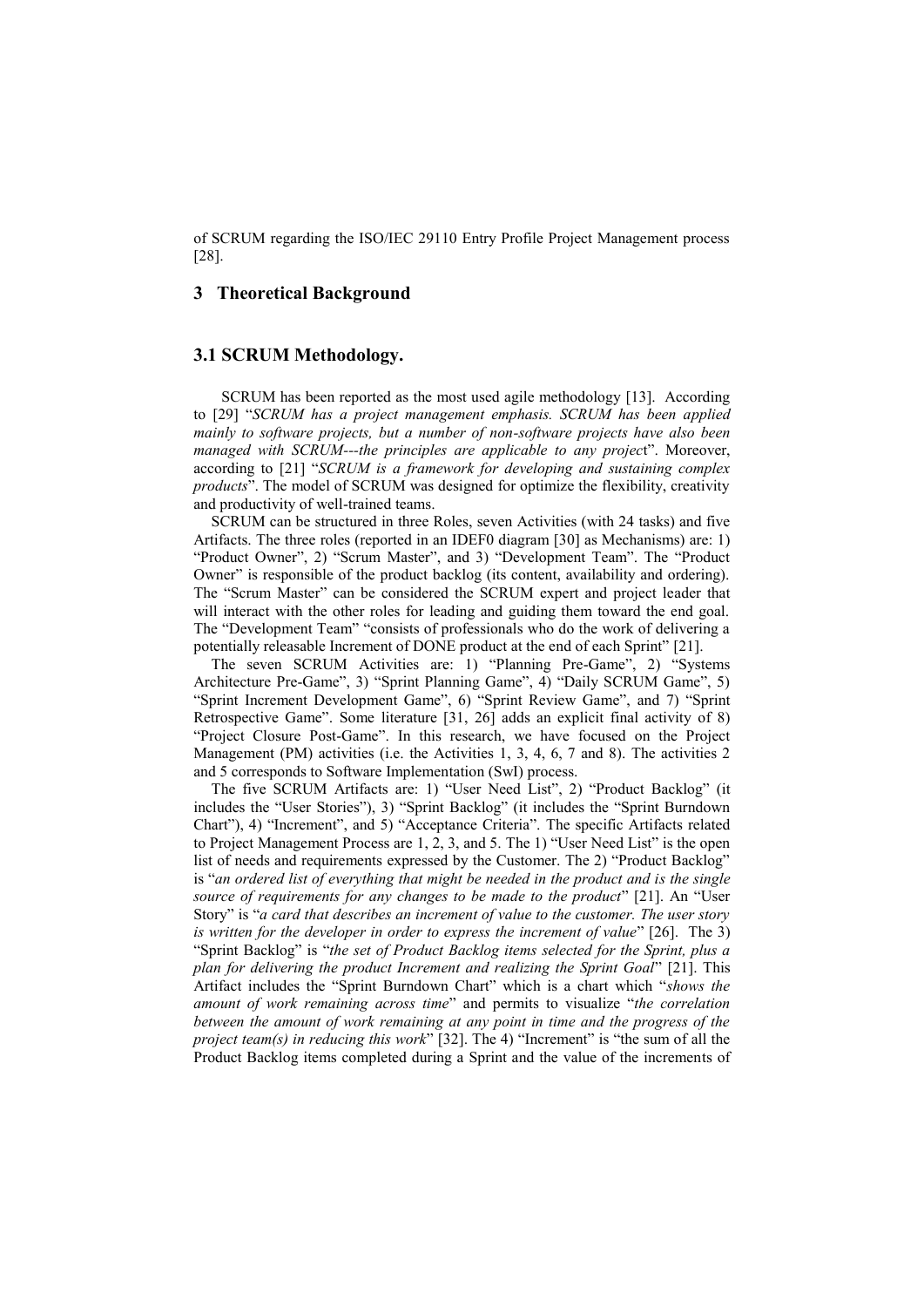of SCRUM regarding the ISO/IEC 29110 Entry Profile Project Management process [28].

## 3 Theoretical Background

### 3.1 SCRUM Methodology.

SCRUM has been reported as the most used agile methodology [13]. According to [29] "*SCRUM has a project management emphasis. SCRUM has been applied mainly to software projects, but a number of non-software projects have also been managed with SCRUM---the principles are applicable to any project*". Moreover, according to [21] "*SCRUM is a framework for developing and sustaining complex products*". The model of SCRUM was designed for optimize the flexibility, creativity and productivity of well-trained teams.

SCRUM can be structured in three Roles, seven Activities (with 24 tasks) and five Artifacts. The three roles (reported in an IDEF0 diagram [30] as Mechanisms) are: 1) "Product Owner", 2) "Scrum Master", and 3) "Development Team". The "Product Owner" is responsible of the product backlog (its content, availability and ordering). The "Scrum Master" can be considered the SCRUM expert and project leader that will interact with the other roles for leading and guiding them toward the end goal. The "Development Team" "consists of professionals who do the work of delivering a potentially releasable Increment of DONE product at the end of each Sprint" [21].

The seven SCRUM Activities are: 1) "Planning Pre-Game", 2) "Systems Architecture Pre-Game", 3) "Sprint Planning Game", 4) "Daily SCRUM Game", 5) "Sprint Increment Development Game", 6) "Sprint Review Game", and 7) "Sprint Retrospective Game". Some literature [31, 26] adds an explicit final activity of 8) "Project Closure Post-Game". In this research, we have focused on the Project Management (PM) activities (i.e. the Activities 1, 3, 4, 6, 7 and 8). The activities 2 and 5 corresponds to Software Implementation (SwI) process.

The five SCRUM Artifacts are: 1) "User Need List", 2) "Product Backlog" (it includes the "User Stories"), 3) "Sprint Backlog" (it includes the "Sprint Burndown Chart"), 4) "Increment", and 5) "Acceptance Criteria". The specific Artifacts related to Project Management Process are 1, 2, 3, and 5. The 1) "User Need List" is the open list of needs and requirements expressed by the Customer. The 2) "Product Backlog" is "*an ordered list of everything that might be needed in the product and is the single source of requirements for any changes to be made to the product*" [21]. An "User Story" is "*a card that describes an increment of value to the customer. The user story is written for the developer in order to express the increment of value*" [26]. The 3) "Sprint Backlog" is "*the set of Product Backlog items selected for the Sprint, plus a plan for delivering the product Increment and realizing the Sprint Goal*" [21]. This Artifact includes the "Sprint Burndown Chart" which is a chart which "*shows the amount of work remaining across time*" and permits to visualize "*the correlation between the amount of work remaining at any point in time and the progress of the project team(s) in reducing this work*" [32]. The 4) "Increment" is "the sum of all the Product Backlog items completed during a Sprint and the value of the increments of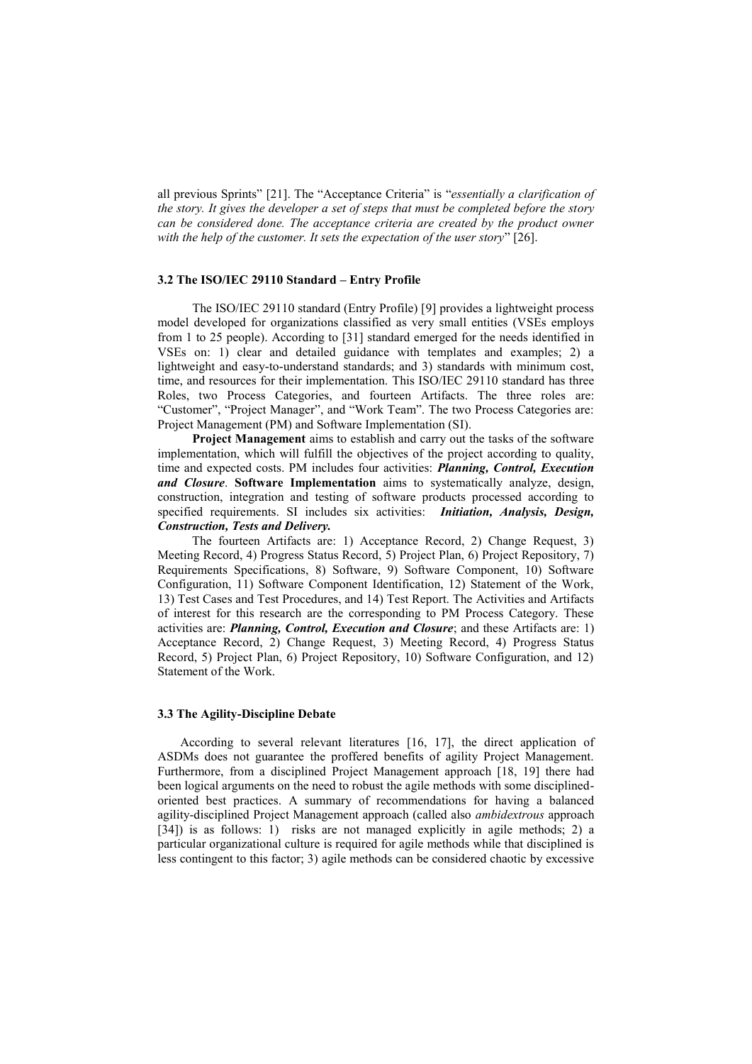all previous Sprints" [21]. The "Acceptance Criteria" is "*essentially a clarification of the story. It gives the developer a set of steps that must be completed before the story can be considered done. The acceptance criteria are created by the product owner with the help of the customer. It sets the expectation of the user story*" [26].

### 3.2 The ISO/IEC 29110 Standard – Entry Profile

The ISO/IEC 29110 standard (Entry Profile) [9] provides a lightweight process model developed for organizations classified as very small entities (VSEs employs from 1 to 25 people). According to [31] standard emerged for the needs identified in VSEs on: 1) clear and detailed guidance with templates and examples; 2) a lightweight and easy-to-understand standards; and 3) standards with minimum cost, time, and resources for their implementation. This ISO/IEC 29110 standard has three Roles, two Process Categories, and fourteen Artifacts. The three roles are: "Customer", "Project Manager", and "Work Team". The two Process Categories are: Project Management (PM) and Software Implementation (SI).

**Project Management** aims to establish and carry out the tasks of the software implementation, which will fulfill the objectives of the project according to quality, time and expected costs. PM includes four activities: ***Planning, Control, Execution and Closure***. **Software Implementation** aims to systematically analyze, design, construction, integration and testing of software products processed according to specified requirements. SI includes six activities: ***Initiation, Analysis, Design, Construction, Tests and Delivery.***

The fourteen Artifacts are: 1) Acceptance Record, 2) Change Request, 3) Meeting Record, 4) Progress Status Record, 5) Project Plan, 6) Project Repository, 7) Requirements Specifications, 8) Software, 9) Software Component, 10) Software Configuration, 11) Software Component Identification, 12) Statement of the Work, 13) Test Cases and Test Procedures, and 14) Test Report. The Activities and Artifacts of interest for this research are the corresponding to PM Process Category. These activities are: ***Planning, Control, Execution and Closure***; and these Artifacts are: 1) Acceptance Record, 2) Change Request, 3) Meeting Record, 4) Progress Status Record, 5) Project Plan, 6) Project Repository, 10) Software Configuration, and 12) Statement of the Work.

### 3.3 The Agility-Discipline Debate

According to several relevant literatures [16, 17], the direct application of ASDMs does not guarantee the proffered benefits of agility Project Management. Furthermore, from a disciplined Project Management approach [18, 19] there had been logical arguments on the need to robust the agile methods with some disciplined-oriented best practices. A summary of recommendations for having a balanced agility-disciplined Project Management approach (called also *ambidextrous* approach [34]) is as follows: 1) risks are not managed explicitly in agile methods; 2) a particular organizational culture is required for agile methods while that disciplined is less contingent to this factor; 3) agile methods can be considered chaotic by excessive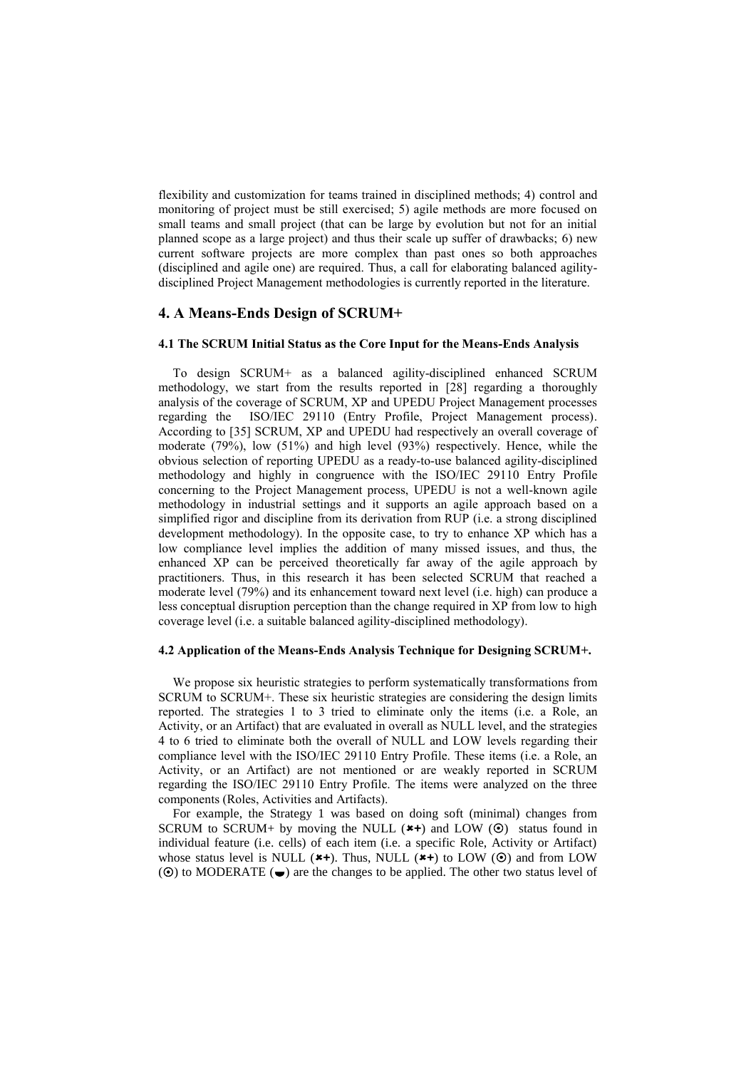flexibility and customization for teams trained in disciplined methods; 4) control and monitoring of project must be still exercised; 5) agile methods are more focused on small teams and small project (that can be large by evolution but not for an initial planned scope as a large project) and thus their scale up suffer of drawbacks; 6) new current software projects are more complex than past ones so both approaches (disciplined and agile one) are required. Thus, a call for elaborating balanced agility-disciplined Project Management methodologies is currently reported in the literature.

## 4. A Means-Ends Design of SCRUM+

### 4.1 The SCRUM Initial Status as the Core Input for the Means-Ends Analysis

To design SCRUM+ as a balanced agility-disciplined enhanced SCRUM methodology, we start from the results reported in [28] regarding a thoroughly analysis of the coverage of SCRUM, XP and UPEDU Project Management processes regarding the ISO/IEC 29110 (Entry Profile, Project Management process). According to [35] SCRUM, XP and UPEDU had respectively an overall coverage of moderate (79%), low (51%) and high level (93%) respectively. Hence, while the obvious selection of reporting UPEDU as a ready-to-use balanced agility-disciplined methodology and highly in congruence with the ISO/IEC 29110 Entry Profile concerning to the Project Management process, UPEDU is not a well-known agile methodology in industrial settings and it supports an agile approach based on a simplified rigor and discipline from its derivation from RUP (i.e. a strong disciplined development methodology). In the opposite case, to try to enhance XP which has a low compliance level implies the addition of many missed issues, and thus, the enhanced XP can be perceived theoretically far away of the agile approach by practitioners. Thus, in this research it has been selected SCRUM that reached a moderate level (79%) and its enhancement toward next level (i.e. high) can produce a less conceptual disruption perception than the change required in XP from low to high coverage level (i.e. a suitable balanced agility-disciplined methodology).

### 4.2 Application of the Means-Ends Analysis Technique for Designing SCRUM+.

We propose six heuristic strategies to perform systematically transformations from SCRUM to SCRUM+. These six heuristic strategies are considering the design limits reported. The strategies 1 to 3 tried to eliminate only the items (i.e. a Role, an Activity, or an Artifact) that are evaluated in overall as NULL level, and the strategies 4 to 6 tried to eliminate both the overall of NULL and LOW levels regarding their compliance level with the ISO/IEC 29110 Entry Profile. These items (i.e. a Role, an Activity, or an Artifact) are not mentioned or are weakly reported in SCRUM regarding the ISO/IEC 29110 Entry Profile. The items were analyzed on the three components (Roles, Activities and Artifacts).

For example, the Strategy 1 was based on doing soft (minimal) changes from SCRUM to SCRUM+ by moving the NULL (✖+) and LOW (⦿) status found in individual feature (i.e. cells) of each item (i.e. a specific Role, Activity or Artifact) whose status level is NULL (✖+). Thus, NULL (✖+) to LOW (⦿) and from LOW (⦿) to MODERATE (◒) are the changes to be applied. The other two status level of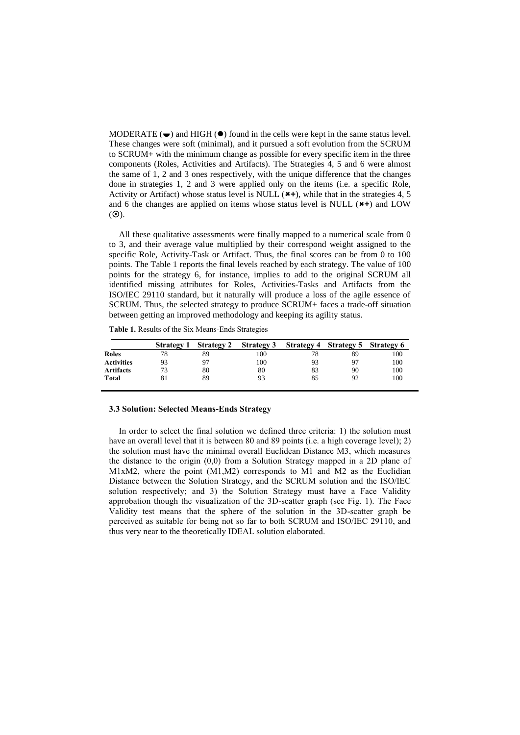MODERATE (◒) and HIGH (●) found in the cells were kept in the same status level. These changes were soft (minimal), and it pursued a soft evolution from the SCRUM to SCRUM+ with the minimum change as possible for every specific item in the three components (Roles, Activities and Artifacts). The Strategies 4, 5 and 6 were almost the same of 1, 2 and 3 ones respectively, with the unique difference that the changes done in strategies 1, 2 and 3 were applied only on the items (i.e. a specific Role, Activity or Artifact) whose status level is NULL (✖+), while that in the strategies 4, 5 and 6 the changes are applied on items whose status level is NULL (✖+) and LOW (⊙).

All these qualitative assessments were finally mapped to a numerical scale from 0 to 3, and their average value multiplied by their correspond weight assigned to the specific Role, Activity-Task or Artifact. Thus, the final scores can be from 0 to 100 points. The Table 1 reports the final levels reached by each strategy. The value of 100 points for the strategy 6, for instance, implies to add to the original SCRUM all identified missing attributes for Roles, Activities-Tasks and Artifacts from the ISO/IEC 29110 standard, but it naturally will produce a loss of the agile essence of SCRUM. Thus, the selected strategy to produce SCRUM+ faces a trade-off situation between getting an improved methodology and keeping its agility status.

**Table 1.** Results of the Six Means-Ends Strategies

| | Strategy 1 | Strategy 2 | Strategy 3 | Strategy 4 | Strategy 5 | Strategy 6 |
|---|---|---|---|---|---|---|
| **Roles** | 78 | 89 | 100 | 78 | 89 | 100 |
| **Activities** | 93 | 97 | 100 | 93 | 97 | 100 |
| **Artifacts** | 73 | 80 | 80 | 83 | 90 | 100 |
| **Total** | 81 | 89 | 93 | 85 | 92 | 100 |

### 3.3 Solution: Selected Means-Ends Strategy

In order to select the final solution we defined three criteria: 1) the solution must have an overall level that it is between 80 and 89 points (i.e. a high coverage level); 2) the solution must have the minimal overall Euclidean Distance M3, which measures the distance to the origin (0,0) from a Solution Strategy mapped in a 2D plane of M1xM2, where the point (M1,M2) corresponds to M1 and M2 as the Euclidian Distance between the Solution Strategy, and the SCRUM solution and the ISO/IEC solution respectively; and 3) the Solution Strategy must have a Face Validity approbation though the visualization of the 3D-scatter graph (see Fig. 1). The Face Validity test means that the sphere of the solution in the 3D-scatter graph be perceived as suitable for being not so far to both SCRUM and ISO/IEC 29110, and thus very near to the theoretically IDEAL solution elaborated.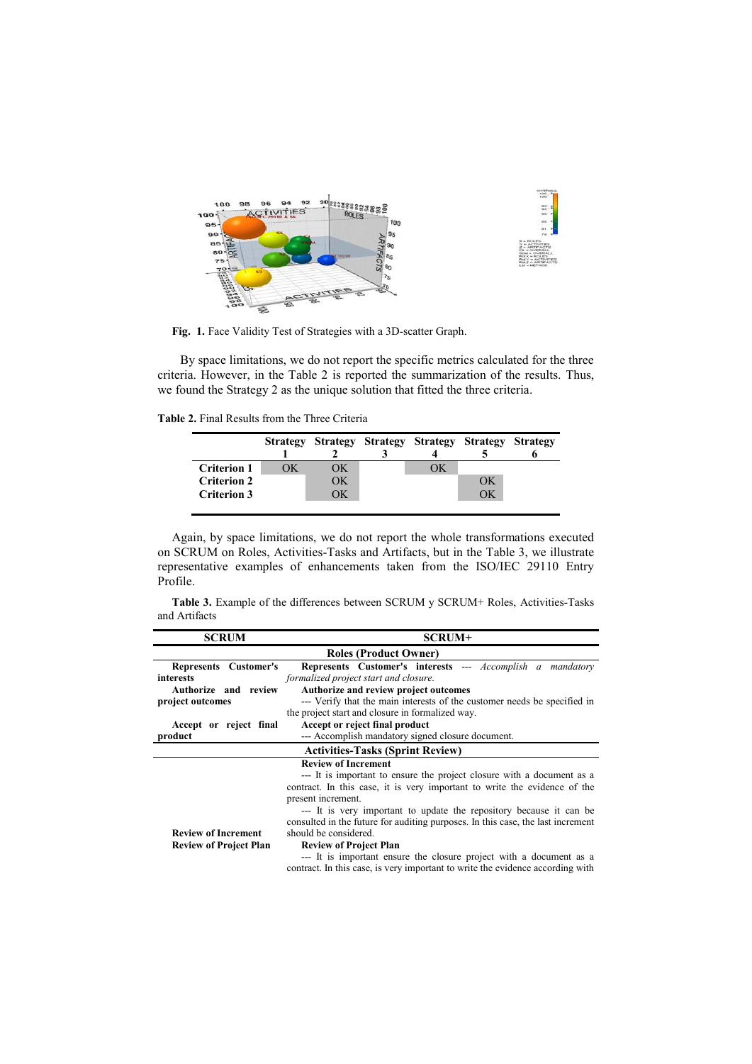Fig. 1. Face Validity Test of Strategies with a 3D-scatter Graph.

By space limitations, we do not report the specific metrics calculated for the three criteria. However, in the Table 2 is reported the summarization of the results. Thus, we found the Strategy 2 as the unique solution that fitted the three criteria.

**Table 2.** Final Results from the Three Criteria

| | Strategy 1 | Strategy 2 | Strategy 3 | Strategy 4 | Strategy 5 | Strategy 6 |
|---|---|---|---|---|---|---|
| **Criterion 1** | OK | OK | | OK | | |
| **Criterion 2** | | OK | | | OK | |
| **Criterion 3** | | OK | | | OK | |

Again, by space limitations, we do not report the whole transformations executed on SCRUM on Roles, Activities-Tasks and Artifacts, but in the Table 3, we illustrate representative examples of enhancements taken from the ISO/IEC 29110 Entry Profile.

**Table 3.** Example of the differences between SCRUM y SCRUM+ Roles, Activities-Tasks and Artifacts

| SCRUM | SCRUM+ |
|---|---|
| **Roles (Product Owner)** | |
| **Represents Customer's interests** | **Represents Customer's interests** --- *Accomplish a mandatory formalized project start and closure.* |
| **Authorize and review project outcomes** | **Authorize and review project outcomes** --- Verify that the main interests of the customer needs be specified in the project start and closure in formalized way. |
| **Accept or reject final product** | **Accept or reject final product** --- Accomplish mandatory signed closure document. |
| **Activities-Tasks (Sprint Review)** | |
| **Review of Increment** **Review of Project Plan** | **Review of Increment** --- It is important to ensure the project closure with a document as a contract. In this case, it is very important to write the evidence of the present increment. --- It is very important to update the repository because it can be consulted in the future for auditing purposes. In this case, the last increment should be considered. **Review of Project Plan** --- It is important ensure the closure project with a document as a contract. In this case, is very important to write the evidence according with |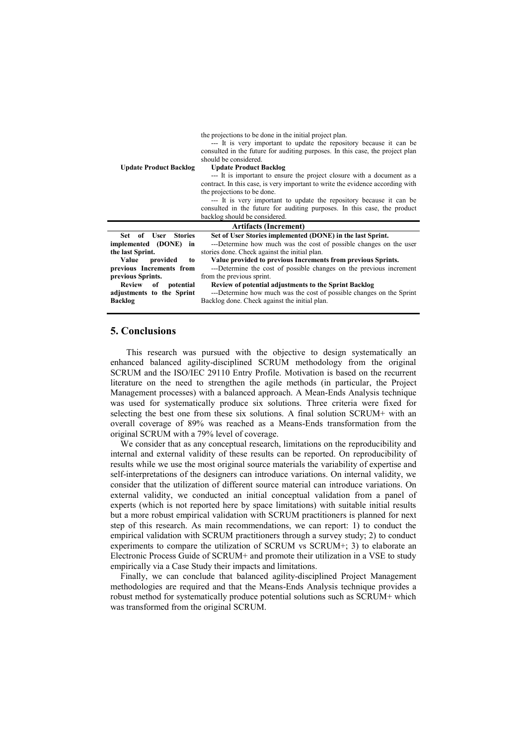| | |
|---|---|
| | the projections to be done in the initial project plan.<br>--- It is very important to update the repository because it can be consulted in the future for auditing purposes. In this case, the project plan should be considered. |
| **Update Product Backlog** | **Update Product Backlog**<br>--- It is important to ensure the project closure with a document as a contract. In this case, is very important to write the evidence according with the projections to be done.<br>--- It is very important to update the repository because it can be consulted in the future for auditing purposes. In this case, the product backlog should be considered. |
| **Artifacts (Increment)** | |
| **Set of User Stories implemented (DONE) in the last Sprint.** | **Set of User Stories implemented (DONE) in the last Sprint.**<br>---Determine how much was the cost of possible changes on the user stories done. Check against the initial plan. |
| **Value provided to previous Increments from previous Sprints.** | **Value provided to previous Increments from previous Sprints.**<br>---Determine the cost of possible changes on the previous increment from the previous sprint. |
| **Review of potential adjustments to the Sprint Backlog** | **Review of potential adjustments to the Sprint Backlog**<br>---Determine how much was the cost of possible changes on the Sprint Backlog done. Check against the initial plan. |

## 5. Conclusions

This research was pursued with the objective to design systematically an enhanced balanced agility-disciplined SCRUM methodology from the original SCRUM and the ISO/IEC 29110 Entry Profile. Motivation is based on the recurrent literature on the need to strengthen the agile methods (in particular, the Project Management processes) with a balanced approach. A Mean-Ends Analysis technique was used for systematically produce six solutions. Three criteria were fixed for selecting the best one from these six solutions. A final solution SCRUM+ with an overall coverage of 89% was reached as a Means-Ends transformation from the original SCRUM with a 79% level of coverage.

We consider that as any conceptual research, limitations on the reproducibility and internal and external validity of these results can be reported. On reproducibility of results while we use the most original source materials the variability of expertise and self-interpretations of the designers can introduce variations. On internal validity, we consider that the utilization of different source material can introduce variations. On external validity, we conducted an initial conceptual validation from a panel of experts (which is not reported here by space limitations) with suitable initial results but a more robust empirical validation with SCRUM practitioners is planned for next step of this research. As main recommendations, we can report: 1) to conduct the empirical validation with SCRUM practitioners through a survey study; 2) to conduct experiments to compare the utilization of SCRUM vs SCRUM+; 3) to elaborate an Electronic Process Guide of SCRUM+ and promote their utilization in a VSE to study empirically via a Case Study their impacts and limitations.

Finally, we can conclude that balanced agility-disciplined Project Management methodologies are required and that the Means-Ends Analysis technique provides a robust method for systematically produce potential solutions such as SCRUM+ which was transformed from the original SCRUM.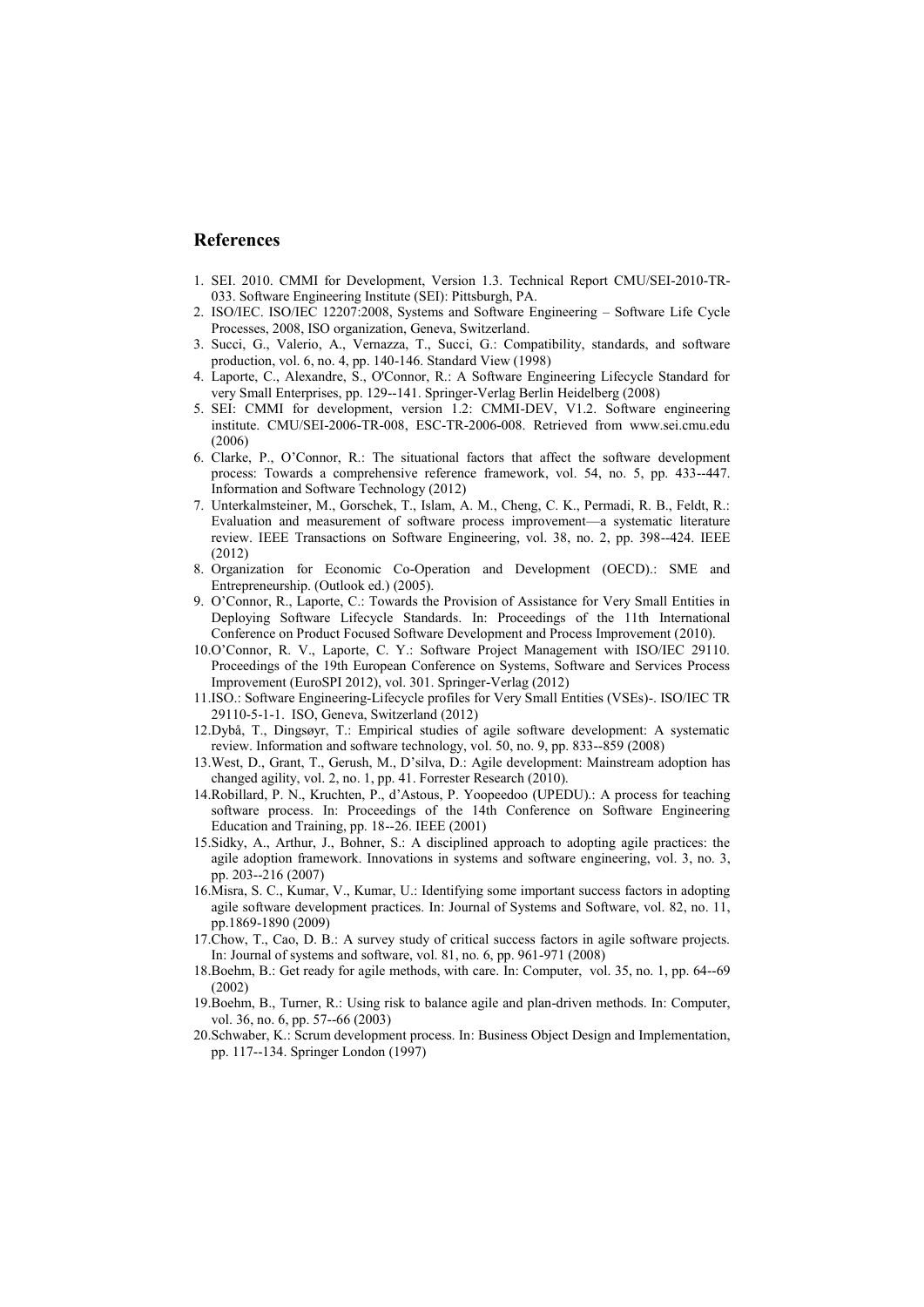## References

1. SEI. 2010. CMMI for Development, Version 1.3. Technical Report CMU/SEI-2010-TR-033. Software Engineering Institute (SEI): Pittsburgh, PA.
2. ISO/IEC. ISO/IEC 12207:2008, Systems and Software Engineering – Software Life Cycle Processes, 2008, ISO organization, Geneva, Switzerland.
3. Succi, G., Valerio, A., Vernazza, T., Succi, G.: Compatibility, standards, and software production, vol. 6, no. 4, pp. 140-146. Standard View (1998)
4. Laporte, C., Alexandre, S., O'Connor, R.: A Software Engineering Lifecycle Standard for very Small Enterprises, pp. 129--141. Springer-Verlag Berlin Heidelberg (2008)
5. SEI: CMMI for development, version 1.2: CMMI-DEV, V1.2. Software engineering institute. CMU/SEI-2006-TR-008, ESC-TR-2006-008. Retrieved from www.sei.cmu.edu (2006)
6. Clarke, P., O'Connor, R.: The situational factors that affect the software development process: Towards a comprehensive reference framework, vol. 54, no. 5, pp. 433--447. Information and Software Technology (2012)
7. Unterkalmsteiner, M., Gorschek, T., Islam, A. M., Cheng, C. K., Permadi, R. B., Feldt, R.: Evaluation and measurement of software process improvement—a systematic literature review. IEEE Transactions on Software Engineering, vol. 38, no. 2, pp. 398--424. IEEE (2012)
8. Organization for Economic Co-Operation and Development (OECD).: SME and Entrepreneurship. (Outlook ed.) (2005).
9. O'Connor, R., Laporte, C.: Towards the Provision of Assistance for Very Small Entities in Deploying Software Lifecycle Standards. In: Proceedings of the 11th International Conference on Product Focused Software Development and Process Improvement (2010).
10. O'Connor, R. V., Laporte, C. Y.: Software Project Management with ISO/IEC 29110. Proceedings of the 19th European Conference on Systems, Software and Services Process Improvement (EuroSPI 2012), vol. 301. Springer-Verlag (2012)
11. ISO.: Software Engineering-Lifecycle profiles for Very Small Entities (VSEs)-. ISO/IEC TR 29110-5-1-1. ISO, Geneva, Switzerland (2012)
12. Dybå, T., Dingsøyr, T.: Empirical studies of agile software development: A systematic review. Information and software technology, vol. 50, no. 9, pp. 833--859 (2008)
13. West, D., Grant, T., Gerush, M., D'silva, D.: Agile development: Mainstream adoption has changed agility, vol. 2, no. 1, pp. 41. Forrester Research (2010).
14. Robillard, P. N., Kruchten, P., d'Astous, P. Yoopeedoo (UPEDU).: A process for teaching software process. In: Proceedings of the 14th Conference on Software Engineering Education and Training, pp. 18--26. IEEE (2001)
15. Sidky, A., Arthur, J., Bohner, S.: A disciplined approach to adopting agile practices: the agile adoption framework. Innovations in systems and software engineering, vol. 3, no. 3, pp. 203--216 (2007)
16. Misra, S. C., Kumar, V., Kumar, U.: Identifying some important success factors in adopting agile software development practices. In: Journal of Systems and Software, vol. 82, no. 11, pp.1869-1890 (2009)
17. Chow, T., Cao, D. B.: A survey study of critical success factors in agile software projects. In: Journal of systems and software, vol. 81, no. 6, pp. 961-971 (2008)
18. Boehm, B.: Get ready for agile methods, with care. In: Computer, vol. 35, no. 1, pp. 64--69 (2002)
19. Boehm, B., Turner, R.: Using risk to balance agile and plan-driven methods. In: Computer, vol. 36, no. 6, pp. 57--66 (2003)
20. Schwaber, K.: Scrum development process. In: Business Object Design and Implementation, pp. 117--134. Springer London (1997)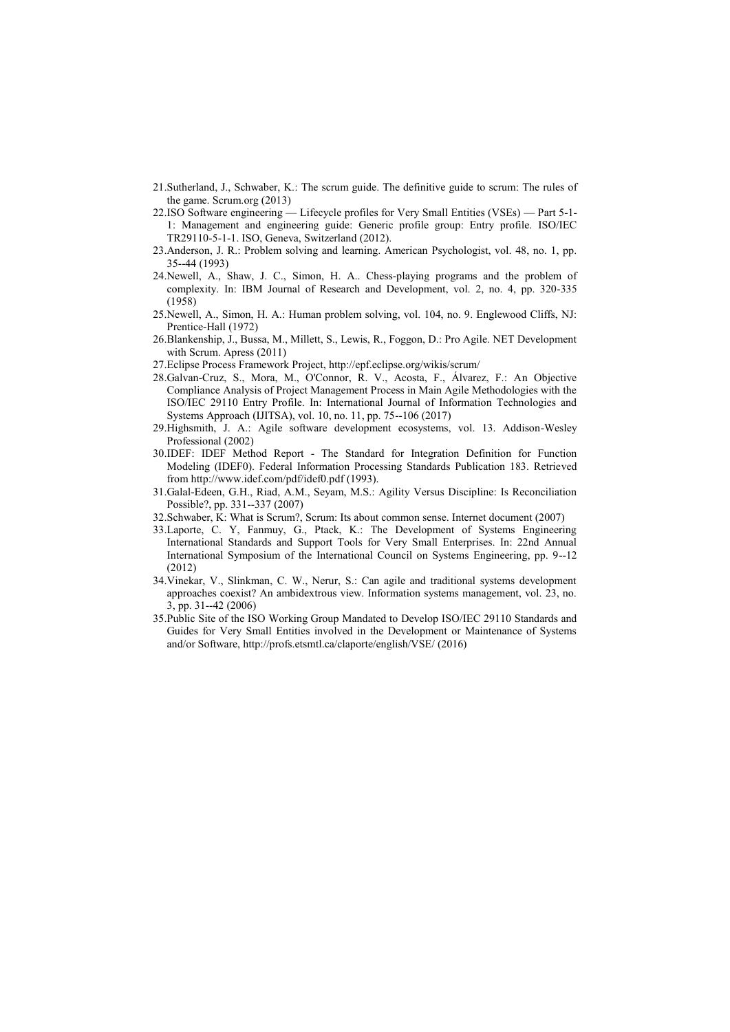21. Sutherland, J., Schwaber, K.: The scrum guide. The definitive guide to scrum: The rules of the game. Scrum.org (2013)
22. ISO Software engineering — Lifecycle profiles for Very Small Entities (VSEs) — Part 5-1-1: Management and engineering guide: Generic profile group: Entry profile. ISO/IEC TR29110-5-1-1. ISO, Geneva, Switzerland (2012).
23. Anderson, J. R.: Problem solving and learning. American Psychologist, vol. 48, no. 1, pp. 35--44 (1993)
24. Newell, A., Shaw, J. C., Simon, H. A.. Chess-playing programs and the problem of complexity. In: IBM Journal of Research and Development, vol. 2, no. 4, pp. 320-335 (1958)
25. Newell, A., Simon, H. A.: Human problem solving, vol. 104, no. 9. Englewood Cliffs, NJ: Prentice-Hall (1972)
26. Blankenship, J., Bussa, M., Millett, S., Lewis, R., Foggon, D.: Pro Agile. NET Development with Scrum. Apress (2011)
27. Eclipse Process Framework Project, http://epf.eclipse.org/wikis/scrum/
28. Galvan-Cruz, S., Mora, M., O'Connor, R. V., Acosta, F., Álvarez, F.: An Objective Compliance Analysis of Project Management Process in Main Agile Methodologies with the ISO/IEC 29110 Entry Profile. In: International Journal of Information Technologies and Systems Approach (IJITSA), vol. 10, no. 11, pp. 75--106 (2017)
29. Highsmith, J. A.: Agile software development ecosystems, vol. 13. Addison-Wesley Professional (2002)
30. IDEF: IDEF Method Report - The Standard for Integration Definition for Function Modeling (IDEF0). Federal Information Processing Standards Publication 183. Retrieved from http://www.idef.com/pdf/idef0.pdf (1993).
31. Galal-Edeen, G.H., Riad, A.M., Seyam, M.S.: Agility Versus Discipline: Is Reconciliation Possible?, pp. 331--337 (2007)
32. Schwaber, K: What is Scrum?, Scrum: Its about common sense. Internet document (2007)
33. Laporte, C. Y, Fanmuy, G., Ptack, K.: The Development of Systems Engineering International Standards and Support Tools for Very Small Enterprises. In: 22nd Annual International Symposium of the International Council on Systems Engineering, pp. 9--12 (2012)
34. Vinekar, V., Slinkman, C. W., Nerur, S.: Can agile and traditional systems development approaches coexist? An ambidextrous view. Information systems management, vol. 23, no. 3, pp. 31--42 (2006)
35. Public Site of the ISO Working Group Mandated to Develop ISO/IEC 29110 Standards and Guides for Very Small Entities involved in the Development or Maintenance of Systems and/or Software, http://profs.etsmtl.ca/claporte/english/VSE/ (2016)